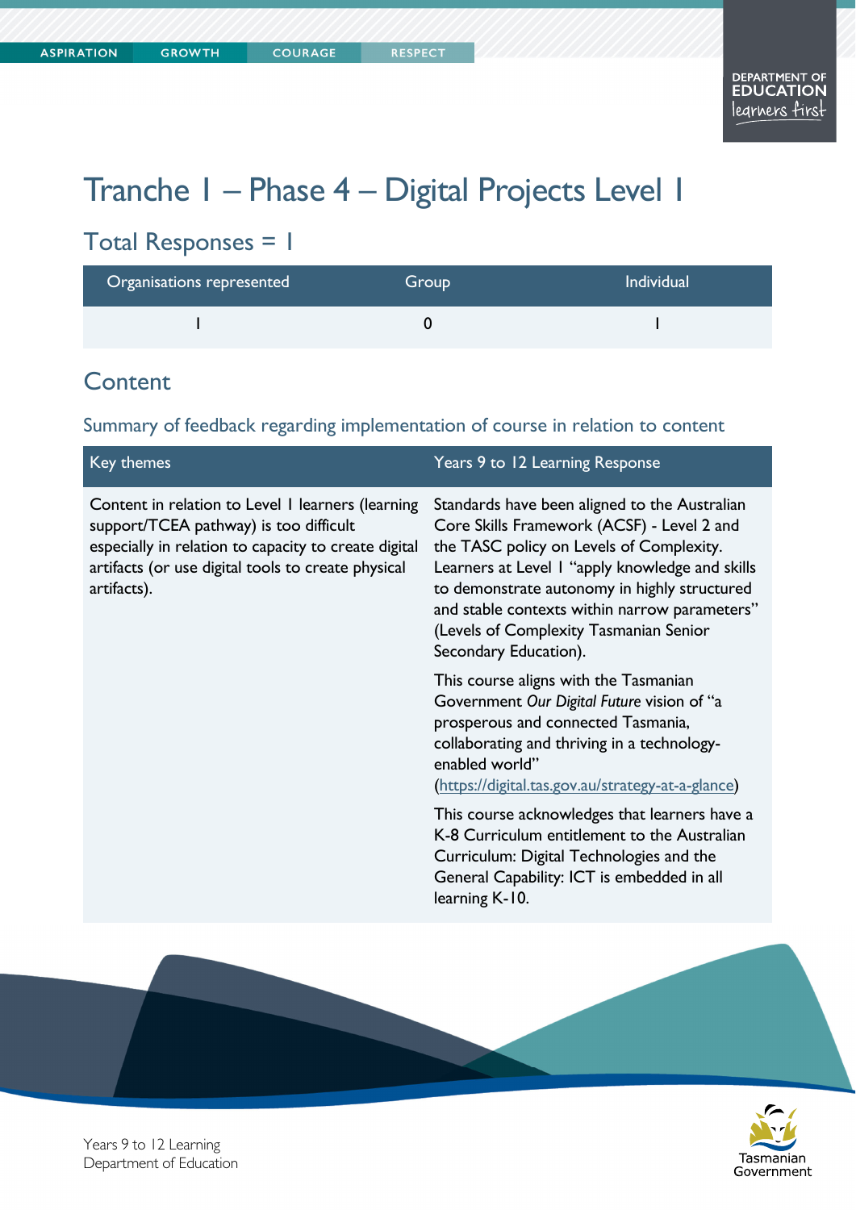# Tranche 1 – Phase 4 – Digital Projects Level 1

## Total Responses = 1

| Organisations represented | Group | Individual |
|---|---|---|
| 1 | 0 | 1 |

## Content

### Summary of feedback regarding implementation of course in relation to content

| Key themes | Years 9 to 12 Learning Response |
|---|---|
| Content in relation to Level 1 learners (learning support/TCEA pathway) is too difficult especially in relation to capacity to create digital artifacts (or use digital tools to create physical artifacts). | Standards have been aligned to the Australian Core Skills Framework (ACSF) - Level 2 and the TASC policy on Levels of Complexity. Learners at Level 1 "apply knowledge and skills to demonstrate autonomy in highly structured and stable contexts within narrow parameters" (Levels of Complexity Tasmanian Senior Secondary Education).<br><br>This course aligns with the Tasmanian Government *Our Digital Future* vision of "a prosperous and connected Tasmania, collaborating and thriving in a technology-enabled world" (https://digital.tas.gov.au/strategy-at-a-glance)<br><br>This course acknowledges that learners have a K-8 Curriculum entitlement to the Australian Curriculum: Digital Technologies and the General Capability: ICT is embedded in all learning K-10. |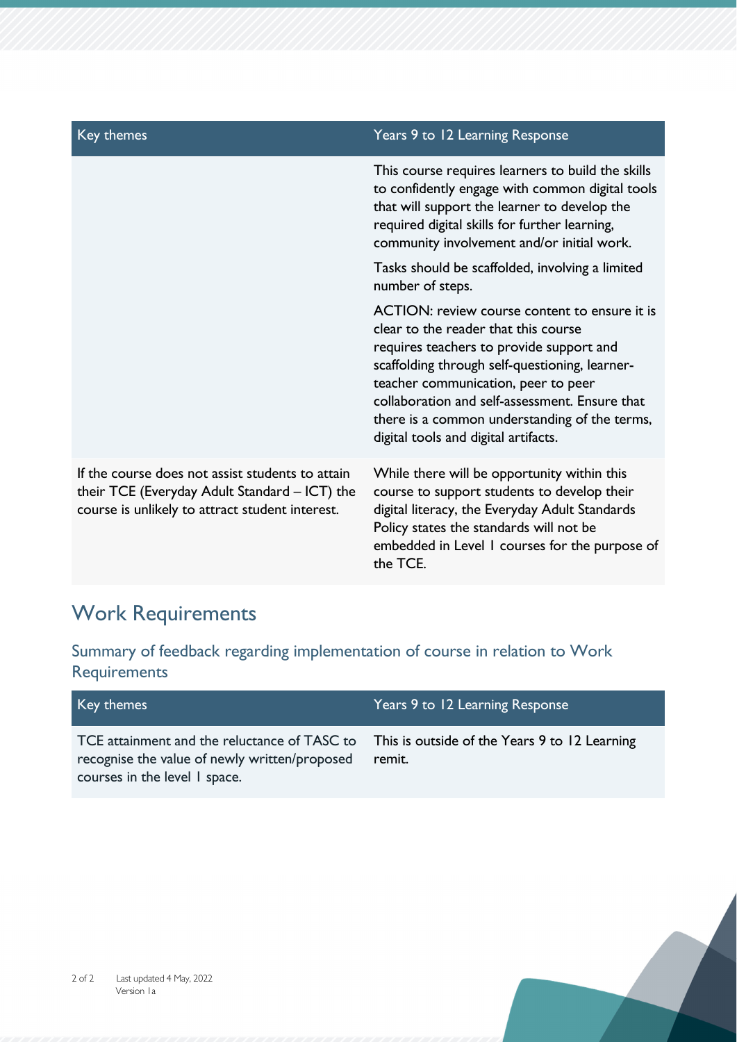| Key themes | Years 9 to 12 Learning Response |
| --- | --- |
| | This course requires learners to build the skills to confidently engage with common digital tools that will support the learner to develop the required digital skills for further learning, community involvement and/or initial work.<br><br>Tasks should be scaffolded, involving a limited number of steps.<br><br>ACTION: review course content to ensure it is clear to the reader that this course requires teachers to provide support and scaffolding through self-questioning, learner-teacher communication, peer to peer collaboration and self-assessment. Ensure that there is a common understanding of the terms, digital tools and digital artifacts. |
| If the course does not assist students to attain their TCE (Everyday Adult Standard – ICT) the course is unlikely to attract student interest. | While there will be opportunity within this course to support students to develop their digital literacy, the Everyday Adult Standards Policy states the standards will not be embedded in Level 1 courses for the purpose of the TCE. |

## Work Requirements

### Summary of feedback regarding implementation of course in relation to Work Requirements

| Key themes | Years 9 to 12 Learning Response |
| --- | --- |
| TCE attainment and the reluctance of TASC to recognise the value of newly written/proposed courses in the level 1 space. | This is outside of the Years 9 to 12 Learning remit. |

Last updated 4 May, 2022
Version 1a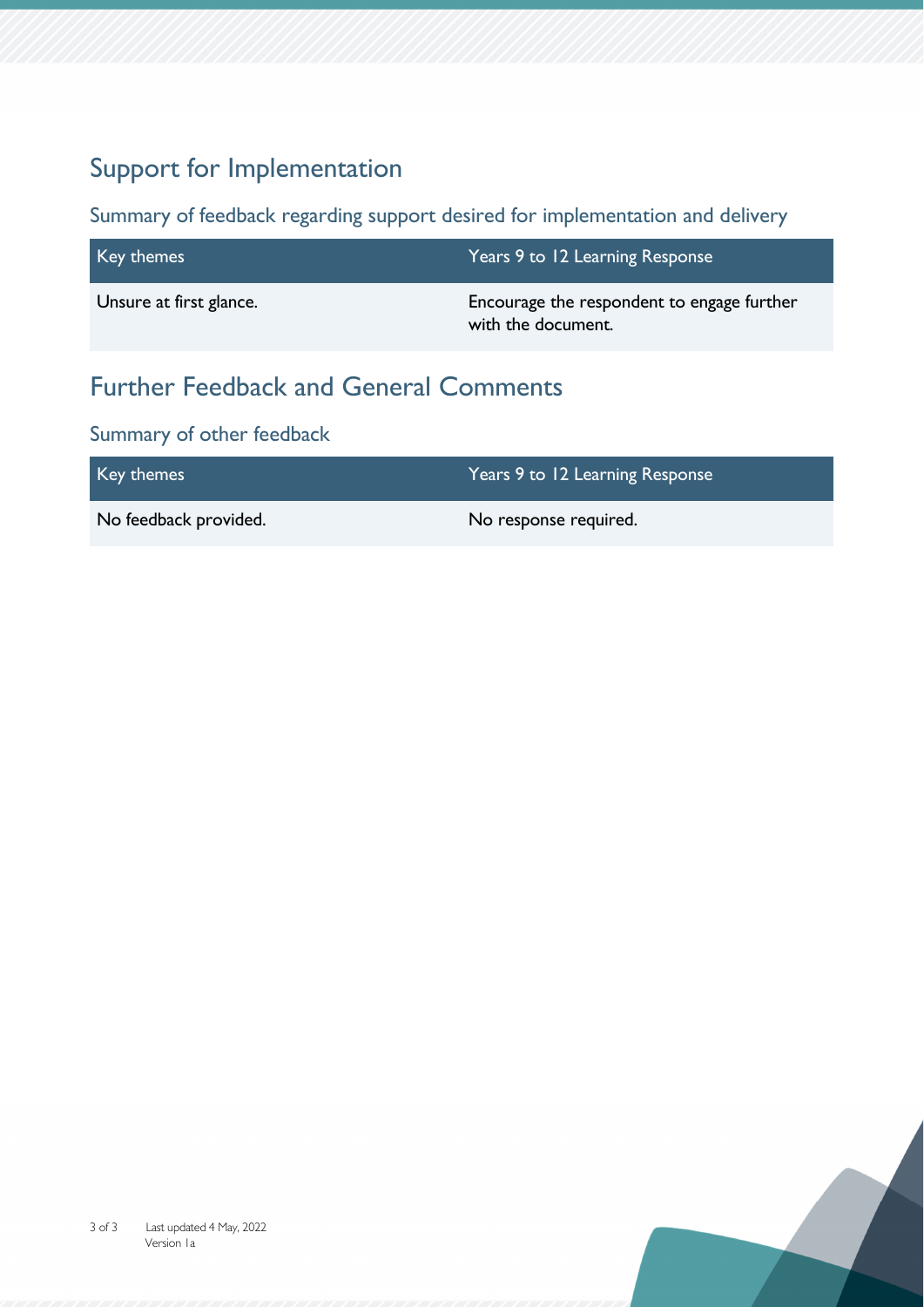## Support for Implementation

### Summary of feedback regarding support desired for implementation and delivery

| Key themes | Years 9 to 12 Learning Response |
| --- | --- |
| Unsure at first glance. | Encourage the respondent to engage further with the document. |

## Further Feedback and General Comments

### Summary of other feedback

| Key themes | Years 9 to 12 Learning Response |
| --- | --- |
| No feedback provided. | No response required. |

Last updated 4 May, 2022
Version 1a